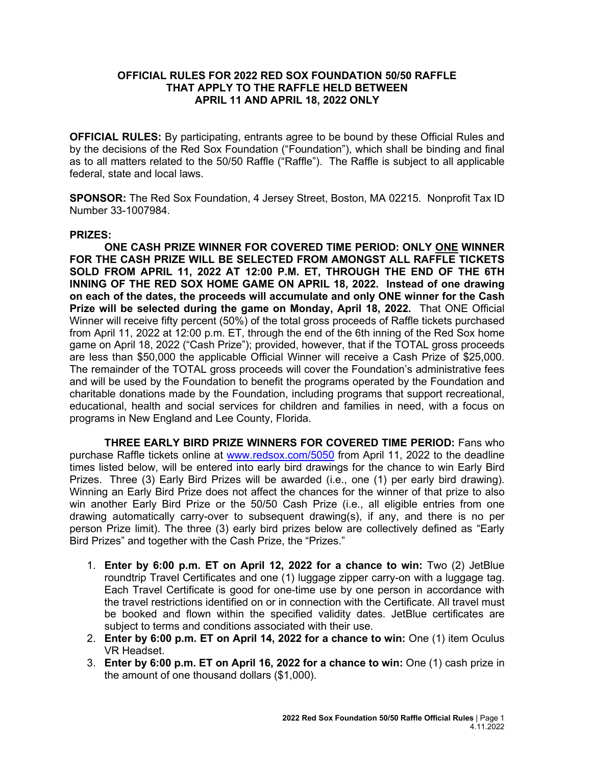# OFFICIAL RULES FOR 2022 RED SOX FOUNDATION 50/50 RAFFLE THAT APPLY TO THE RAFFLE HELD BETWEEN APRIL 11 AND APRIL 18, 2022 ONLY

**OFFICIAL RULES:** By participating, entrants agree to be bound by these Official Rules and by the decisions of the Red Sox Foundation ("Foundation"), which shall be binding and final as to all matters related to the 50/50 Raffle ("Raffle"). The Raffle is subject to all applicable federal, state and local laws.

**SPONSOR:** The Red Sox Foundation, 4 Jersey Street, Boston, MA 02215. Nonprofit Tax ID Number 33-1007984.

**PRIZES:**

**ONE CASH PRIZE WINNER FOR COVERED TIME PERIOD: ONLY ONE WINNER FOR THE CASH PRIZE WILL BE SELECTED FROM AMONGST ALL RAFFLE TICKETS SOLD FROM APRIL 11, 2022 AT 12:00 P.M. ET, THROUGH THE END OF THE 6TH INNING OF THE RED SOX HOME GAME ON APRIL 18, 2022. Instead of one drawing on each of the dates, the proceeds will accumulate and only ONE winner for the Cash Prize will be selected during the game on Monday, April 18, 2022.** That ONE Official Winner will receive fifty percent (50%) of the total gross proceeds of Raffle tickets purchased from April 11, 2022 at 12:00 p.m. ET, through the end of the 6th inning of the Red Sox home game on April 18, 2022 ("Cash Prize"); provided, however, that if the TOTAL gross proceeds are less than $50,000 the applicable Official Winner will receive a Cash Prize of $25,000. The remainder of the TOTAL gross proceeds will cover the Foundation's administrative fees and will be used by the Foundation to benefit the programs operated by the Foundation and charitable donations made by the Foundation, including programs that support recreational, educational, health and social services for children and families in need, with a focus on programs in New England and Lee County, Florida.

**THREE EARLY BIRD PRIZE WINNERS FOR COVERED TIME PERIOD:** Fans who purchase Raffle tickets online at www.redsox.com/5050 from April 11, 2022 to the deadline times listed below, will be entered into early bird drawings for the chance to win Early Bird Prizes. Three (3) Early Bird Prizes will be awarded (i.e., one (1) per early bird drawing). Winning an Early Bird Prize does not affect the chances for the winner of that prize to also win another Early Bird Prize or the 50/50 Cash Prize (i.e., all eligible entries from one drawing automatically carry-over to subsequent drawing(s), if any, and there is no per person Prize limit). The three (3) early bird prizes below are collectively defined as "Early Bird Prizes" and together with the Cash Prize, the "Prizes."

1. **Enter by 6:00 p.m. ET on April 12, 2022 for a chance to win:** Two (2) JetBlue roundtrip Travel Certificates and one (1) luggage zipper carry-on with a luggage tag. Each Travel Certificate is good for one-time use by one person in accordance with the travel restrictions identified on or in connection with the Certificate. All travel must be booked and flown within the specified validity dates. JetBlue certificates are subject to terms and conditions associated with their use.
2. **Enter by 6:00 p.m. ET on April 14, 2022 for a chance to win:** One (1) item Oculus VR Headset.
3. **Enter by 6:00 p.m. ET on April 16, 2022 for a chance to win:** One (1) cash prize in the amount of one thousand dollars ($1,000).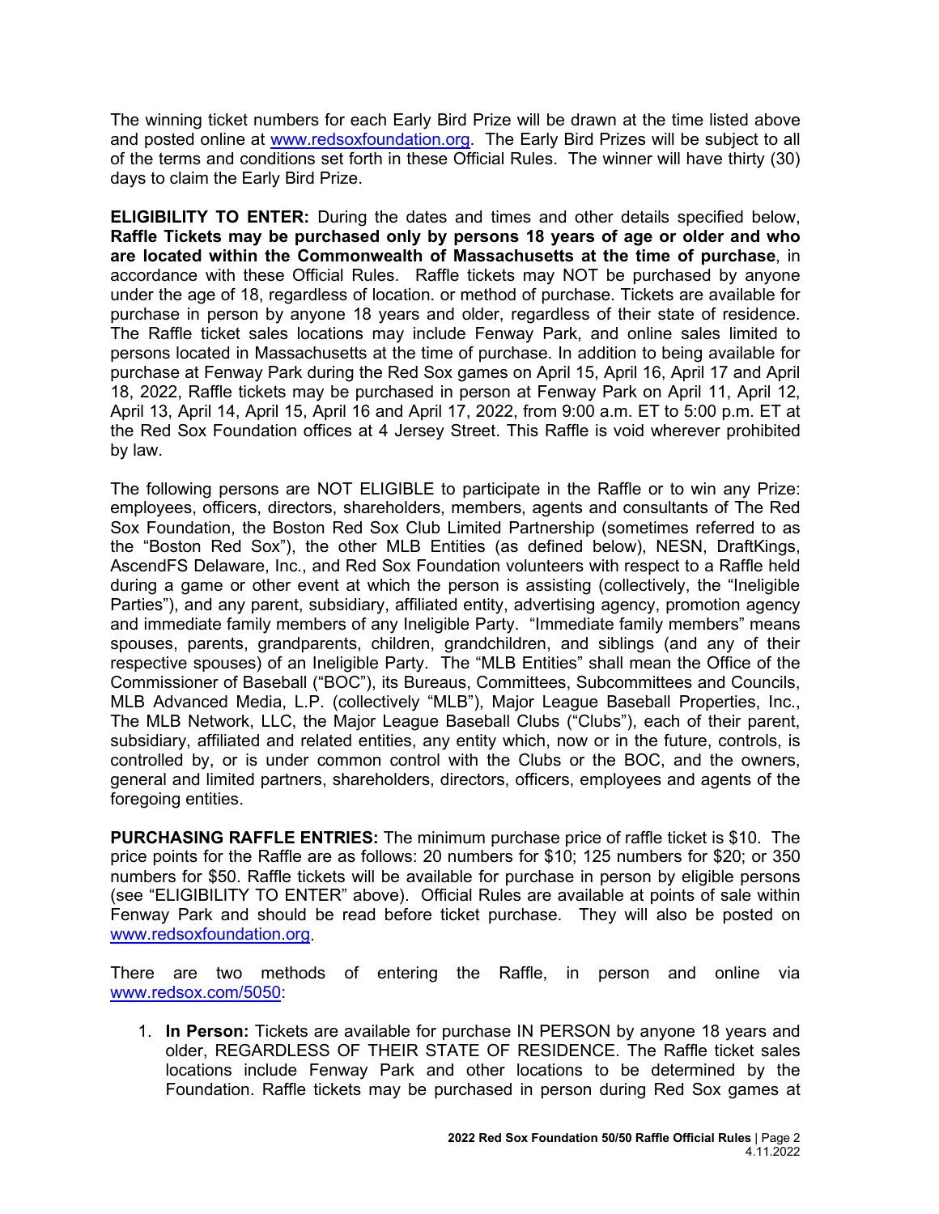The winning ticket numbers for each Early Bird Prize will be drawn at the time listed above and posted online at www.redsoxfoundation.org. The Early Bird Prizes will be subject to all of the terms and conditions set forth in these Official Rules. The winner will have thirty (30) days to claim the Early Bird Prize.

**ELIGIBILITY TO ENTER:** During the dates and times and other details specified below, **Raffle Tickets may be purchased only by persons 18 years of age or older and who are located within the Commonwealth of Massachusetts at the time of purchase**, in accordance with these Official Rules. Raffle tickets may NOT be purchased by anyone under the age of 18, regardless of location. or method of purchase. Tickets are available for purchase in person by anyone 18 years and older, regardless of their state of residence. The Raffle ticket sales locations may include Fenway Park, and online sales limited to persons located in Massachusetts at the time of purchase. In addition to being available for purchase at Fenway Park during the Red Sox games on April 15, April 16, April 17 and April 18, 2022, Raffle tickets may be purchased in person at Fenway Park on April 11, April 12, April 13, April 14, April 15, April 16 and April 17, 2022, from 9:00 a.m. ET to 5:00 p.m. ET at the Red Sox Foundation offices at 4 Jersey Street. This Raffle is void wherever prohibited by law.

The following persons are NOT ELIGIBLE to participate in the Raffle or to win any Prize: employees, officers, directors, shareholders, members, agents and consultants of The Red Sox Foundation, the Boston Red Sox Club Limited Partnership (sometimes referred to as the "Boston Red Sox"), the other MLB Entities (as defined below), NESN, DraftKings, AscendFS Delaware, Inc., and Red Sox Foundation volunteers with respect to a Raffle held during a game or other event at which the person is assisting (collectively, the "Ineligible Parties"), and any parent, subsidiary, affiliated entity, advertising agency, promotion agency and immediate family members of any Ineligible Party. "Immediate family members" means spouses, parents, grandparents, children, grandchildren, and siblings (and any of their respective spouses) of an Ineligible Party. The "MLB Entities" shall mean the Office of the Commissioner of Baseball ("BOC"), its Bureaus, Committees, Subcommittees and Councils, MLB Advanced Media, L.P. (collectively "MLB"), Major League Baseball Properties, Inc., The MLB Network, LLC, the Major League Baseball Clubs ("Clubs"), each of their parent, subsidiary, affiliated and related entities, any entity which, now or in the future, controls, is controlled by, or is under common control with the Clubs or the BOC, and the owners, general and limited partners, shareholders, directors, officers, employees and agents of the foregoing entities.

**PURCHASING RAFFLE ENTRIES:** The minimum purchase price of raffle ticket is $10. The price points for the Raffle are as follows: 20 numbers for $10; 125 numbers for $20; or 350 numbers for $50. Raffle tickets will be available for purchase in person by eligible persons (see "ELIGIBILITY TO ENTER" above). Official Rules are available at points of sale within Fenway Park and should be read before ticket purchase. They will also be posted on www.redsoxfoundation.org.

There are two methods of entering the Raffle, in person and online via www.redsox.com/5050:

1. **In Person:** Tickets are available for purchase IN PERSON by anyone 18 years and older, REGARDLESS OF THEIR STATE OF RESIDENCE. The Raffle ticket sales locations include Fenway Park and other locations to be determined by the Foundation. Raffle tickets may be purchased in person during Red Sox games at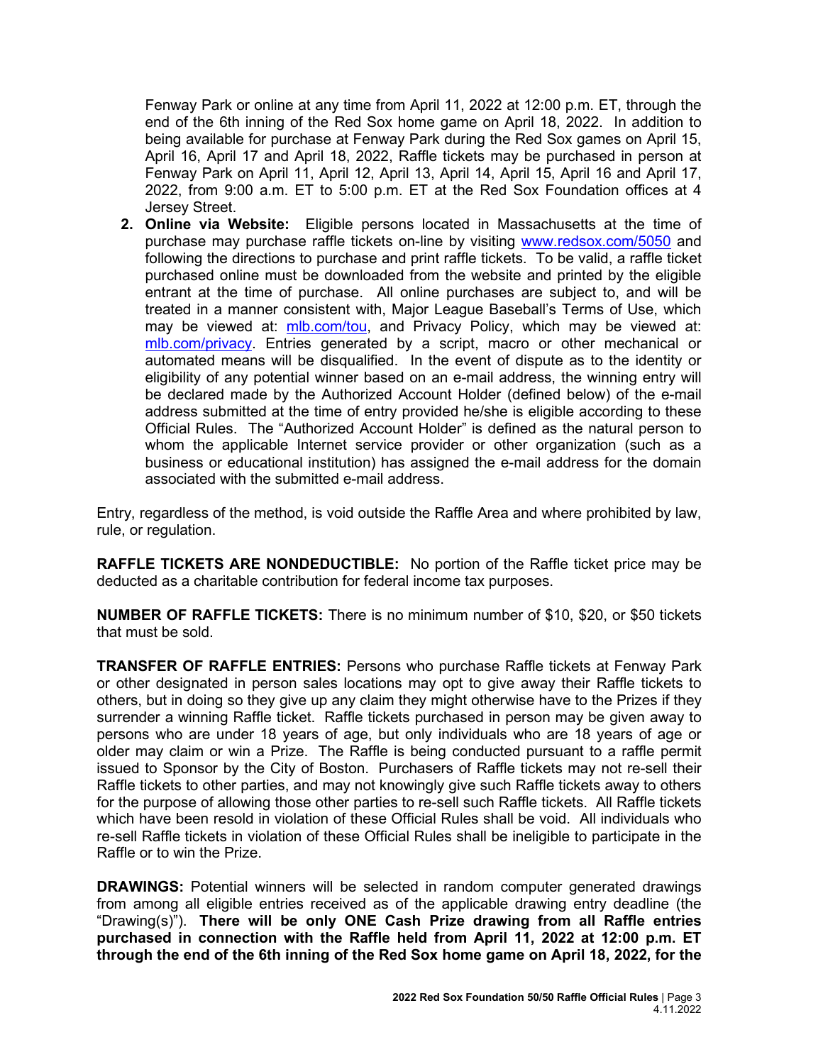Fenway Park or online at any time from April 11, 2022 at 12:00 p.m. ET, through the end of the 6th inning of the Red Sox home game on April 18, 2022. In addition to being available for purchase at Fenway Park during the Red Sox games on April 15, April 16, April 17 and April 18, 2022, Raffle tickets may be purchased in person at Fenway Park on April 11, April 12, April 13, April 14, April 15, April 16 and April 17, 2022, from 9:00 a.m. ET to 5:00 p.m. ET at the Red Sox Foundation offices at 4 Jersey Street.

2. **Online via Website:** Eligible persons located in Massachusetts at the time of purchase may purchase raffle tickets on-line by visiting www.redsox.com/5050 and following the directions to purchase and print raffle tickets. To be valid, a raffle ticket purchased online must be downloaded from the website and printed by the eligible entrant at the time of purchase. All online purchases are subject to, and will be treated in a manner consistent with, Major League Baseball's Terms of Use, which may be viewed at: mlb.com/tou, and Privacy Policy, which may be viewed at: mlb.com/privacy. Entries generated by a script, macro or other mechanical or automated means will be disqualified. In the event of dispute as to the identity or eligibility of any potential winner based on an e-mail address, the winning entry will be declared made by the Authorized Account Holder (defined below) of the e-mail address submitted at the time of entry provided he/she is eligible according to these Official Rules. The "Authorized Account Holder" is defined as the natural person to whom the applicable Internet service provider or other organization (such as a business or educational institution) has assigned the e-mail address for the domain associated with the submitted e-mail address.

Entry, regardless of the method, is void outside the Raffle Area and where prohibited by law, rule, or regulation.

**RAFFLE TICKETS ARE NONDEDUCTIBLE:** No portion of the Raffle ticket price may be deducted as a charitable contribution for federal income tax purposes.

**NUMBER OF RAFFLE TICKETS:** There is no minimum number of $10, $20, or $50 tickets that must be sold.

**TRANSFER OF RAFFLE ENTRIES:** Persons who purchase Raffle tickets at Fenway Park or other designated in person sales locations may opt to give away their Raffle tickets to others, but in doing so they give up any claim they might otherwise have to the Prizes if they surrender a winning Raffle ticket. Raffle tickets purchased in person may be given away to persons who are under 18 years of age, but only individuals who are 18 years of age or older may claim or win a Prize. The Raffle is being conducted pursuant to a raffle permit issued to Sponsor by the City of Boston. Purchasers of Raffle tickets may not re-sell their Raffle tickets to other parties, and may not knowingly give such Raffle tickets away to others for the purpose of allowing those other parties to re-sell such Raffle tickets. All Raffle tickets which have been resold in violation of these Official Rules shall be void. All individuals who re-sell Raffle tickets in violation of these Official Rules shall be ineligible to participate in the Raffle or to win the Prize.

**DRAWINGS:** Potential winners will be selected in random computer generated drawings from among all eligible entries received as of the applicable drawing entry deadline (the "Drawing(s)"). **There will be only ONE Cash Prize drawing from all Raffle entries purchased in connection with the Raffle held from April 11, 2022 at 12:00 p.m. ET through the end of the 6th inning of the Red Sox home game on April 18, 2022, for the**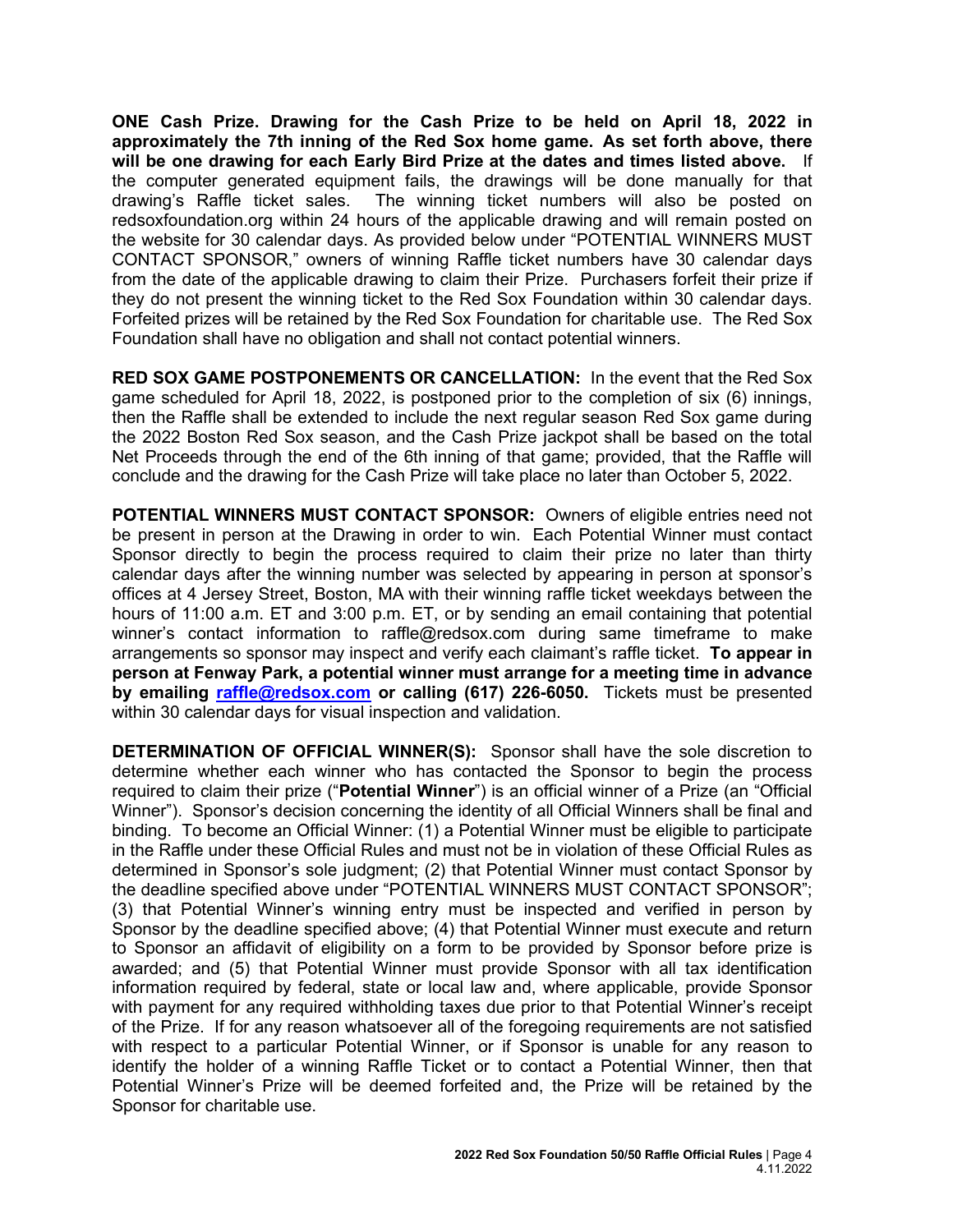**ONE Cash Prize. Drawing for the Cash Prize to be held on April 18, 2022 in approximately the 7th inning of the Red Sox home game. As set forth above, there will be one drawing for each Early Bird Prize at the dates and times listed above.** If the computer generated equipment fails, the drawings will be done manually for that drawing's Raffle ticket sales. The winning ticket numbers will also be posted on redsoxfoundation.org within 24 hours of the applicable drawing and will remain posted on the website for 30 calendar days. As provided below under "POTENTIAL WINNERS MUST CONTACT SPONSOR," owners of winning Raffle ticket numbers have 30 calendar days from the date of the applicable drawing to claim their Prize. Purchasers forfeit their prize if they do not present the winning ticket to the Red Sox Foundation within 30 calendar days. Forfeited prizes will be retained by the Red Sox Foundation for charitable use. The Red Sox Foundation shall have no obligation and shall not contact potential winners.

**RED SOX GAME POSTPONEMENTS OR CANCELLATION:** In the event that the Red Sox game scheduled for April 18, 2022, is postponed prior to the completion of six (6) innings, then the Raffle shall be extended to include the next regular season Red Sox game during the 2022 Boston Red Sox season, and the Cash Prize jackpot shall be based on the total Net Proceeds through the end of the 6th inning of that game; provided, that the Raffle will conclude and the drawing for the Cash Prize will take place no later than October 5, 2022.

**POTENTIAL WINNERS MUST CONTACT SPONSOR:** Owners of eligible entries need not be present in person at the Drawing in order to win. Each Potential Winner must contact Sponsor directly to begin the process required to claim their prize no later than thirty calendar days after the winning number was selected by appearing in person at sponsor's offices at 4 Jersey Street, Boston, MA with their winning raffle ticket weekdays between the hours of 11:00 a.m. ET and 3:00 p.m. ET, or by sending an email containing that potential winner's contact information to raffle@redsox.com during same timeframe to make arrangements so sponsor may inspect and verify each claimant's raffle ticket. **To appear in person at Fenway Park, a potential winner must arrange for a meeting time in advance by emailing raffle@redsox.com or calling (617) 226-6050.** Tickets must be presented within 30 calendar days for visual inspection and validation.

**DETERMINATION OF OFFICIAL WINNER(S):** Sponsor shall have the sole discretion to determine whether each winner who has contacted the Sponsor to begin the process required to claim their prize ("**Potential Winner**") is an official winner of a Prize (an "Official Winner"). Sponsor's decision concerning the identity of all Official Winners shall be final and binding. To become an Official Winner: (1) a Potential Winner must be eligible to participate in the Raffle under these Official Rules and must not be in violation of these Official Rules as determined in Sponsor's sole judgment; (2) that Potential Winner must contact Sponsor by the deadline specified above under "POTENTIAL WINNERS MUST CONTACT SPONSOR"; (3) that Potential Winner's winning entry must be inspected and verified in person by Sponsor by the deadline specified above; (4) that Potential Winner must execute and return to Sponsor an affidavit of eligibility on a form to be provided by Sponsor before prize is awarded; and (5) that Potential Winner must provide Sponsor with all tax identification information required by federal, state or local law and, where applicable, provide Sponsor with payment for any required withholding taxes due prior to that Potential Winner's receipt of the Prize. If for any reason whatsoever all of the foregoing requirements are not satisfied with respect to a particular Potential Winner, or if Sponsor is unable for any reason to identify the holder of a winning Raffle Ticket or to contact a Potential Winner, then that Potential Winner's Prize will be deemed forfeited and, the Prize will be retained by the Sponsor for charitable use.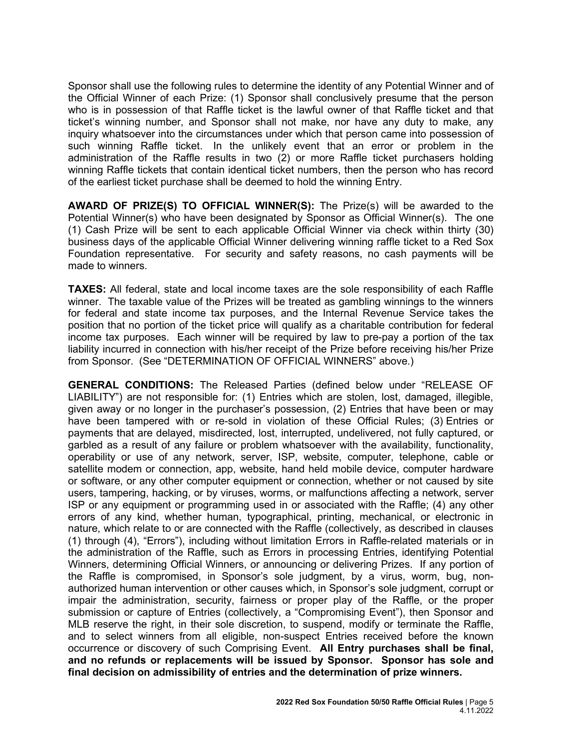Sponsor shall use the following rules to determine the identity of any Potential Winner and of the Official Winner of each Prize: (1) Sponsor shall conclusively presume that the person who is in possession of that Raffle ticket is the lawful owner of that Raffle ticket and that ticket's winning number, and Sponsor shall not make, nor have any duty to make, any inquiry whatsoever into the circumstances under which that person came into possession of such winning Raffle ticket. In the unlikely event that an error or problem in the administration of the Raffle results in two (2) or more Raffle ticket purchasers holding winning Raffle tickets that contain identical ticket numbers, then the person who has record of the earliest ticket purchase shall be deemed to hold the winning Entry.

**AWARD OF PRIZE(S) TO OFFICIAL WINNER(S):** The Prize(s) will be awarded to the Potential Winner(s) who have been designated by Sponsor as Official Winner(s). The one (1) Cash Prize will be sent to each applicable Official Winner via check within thirty (30) business days of the applicable Official Winner delivering winning raffle ticket to a Red Sox Foundation representative. For security and safety reasons, no cash payments will be made to winners.

**TAXES:** All federal, state and local income taxes are the sole responsibility of each Raffle winner. The taxable value of the Prizes will be treated as gambling winnings to the winners for federal and state income tax purposes, and the Internal Revenue Service takes the position that no portion of the ticket price will qualify as a charitable contribution for federal income tax purposes. Each winner will be required by law to pre-pay a portion of the tax liability incurred in connection with his/her receipt of the Prize before receiving his/her Prize from Sponsor. (See "DETERMINATION OF OFFICIAL WINNERS" above.)

**GENERAL CONDITIONS:** The Released Parties (defined below under "RELEASE OF LIABILITY") are not responsible for: (1) Entries which are stolen, lost, damaged, illegible, given away or no longer in the purchaser's possession, (2) Entries that have been or may have been tampered with or re-sold in violation of these Official Rules; (3) Entries or payments that are delayed, misdirected, lost, interrupted, undelivered, not fully captured, or garbled as a result of any failure or problem whatsoever with the availability, functionality, operability or use of any network, server, ISP, website, computer, telephone, cable or satellite modem or connection, app, website, hand held mobile device, computer hardware or software, or any other computer equipment or connection, whether or not caused by site users, tampering, hacking, or by viruses, worms, or malfunctions affecting a network, server ISP or any equipment or programming used in or associated with the Raffle; (4) any other errors of any kind, whether human, typographical, printing, mechanical, or electronic in nature, which relate to or are connected with the Raffle (collectively, as described in clauses (1) through (4), "Errors"), including without limitation Errors in Raffle-related materials or in the administration of the Raffle, such as Errors in processing Entries, identifying Potential Winners, determining Official Winners, or announcing or delivering Prizes. If any portion of the Raffle is compromised, in Sponsor's sole judgment, by a virus, worm, bug, non-authorized human intervention or other causes which, in Sponsor's sole judgment, corrupt or impair the administration, security, fairness or proper play of the Raffle, or the proper submission or capture of Entries (collectively, a "Compromising Event"), then Sponsor and MLB reserve the right, in their sole discretion, to suspend, modify or terminate the Raffle, and to select winners from all eligible, non-suspect Entries received before the known occurrence or discovery of such Comprising Event. **All Entry purchases shall be final, and no refunds or replacements will be issued by Sponsor. Sponsor has sole and final decision on admissibility of entries and the determination of prize winners.**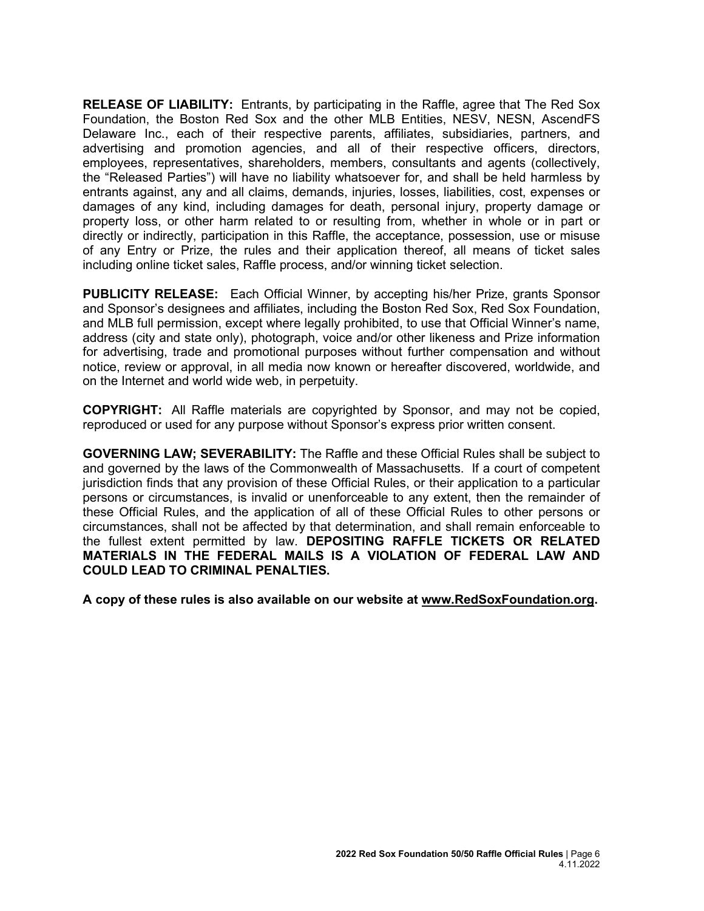**RELEASE OF LIABILITY:** Entrants, by participating in the Raffle, agree that The Red Sox Foundation, the Boston Red Sox and the other MLB Entities, NESV, NESN, AscendFS Delaware Inc., each of their respective parents, affiliates, subsidiaries, partners, and advertising and promotion agencies, and all of their respective officers, directors, employees, representatives, shareholders, members, consultants and agents (collectively, the "Released Parties") will have no liability whatsoever for, and shall be held harmless by entrants against, any and all claims, demands, injuries, losses, liabilities, cost, expenses or damages of any kind, including damages for death, personal injury, property damage or property loss, or other harm related to or resulting from, whether in whole or in part or directly or indirectly, participation in this Raffle, the acceptance, possession, use or misuse of any Entry or Prize, the rules and their application thereof, all means of ticket sales including online ticket sales, Raffle process, and/or winning ticket selection.

**PUBLICITY RELEASE:** Each Official Winner, by accepting his/her Prize, grants Sponsor and Sponsor's designees and affiliates, including the Boston Red Sox, Red Sox Foundation, and MLB full permission, except where legally prohibited, to use that Official Winner's name, address (city and state only), photograph, voice and/or other likeness and Prize information for advertising, trade and promotional purposes without further compensation and without notice, review or approval, in all media now known or hereafter discovered, worldwide, and on the Internet and world wide web, in perpetuity.

**COPYRIGHT:** All Raffle materials are copyrighted by Sponsor, and may not be copied, reproduced or used for any purpose without Sponsor's express prior written consent.

**GOVERNING LAW; SEVERABILITY:** The Raffle and these Official Rules shall be subject to and governed by the laws of the Commonwealth of Massachusetts. If a court of competent jurisdiction finds that any provision of these Official Rules, or their application to a particular persons or circumstances, is invalid or unenforceable to any extent, then the remainder of these Official Rules, and the application of all of these Official Rules to other persons or circumstances, shall not be affected by that determination, and shall remain enforceable to the fullest extent permitted by law. **DEPOSITING RAFFLE TICKETS OR RELATED MATERIALS IN THE FEDERAL MAILS IS A VIOLATION OF FEDERAL LAW AND COULD LEAD TO CRIMINAL PENALTIES.**

**A copy of these rules is also available on our website at www.RedSoxFoundation.org.**